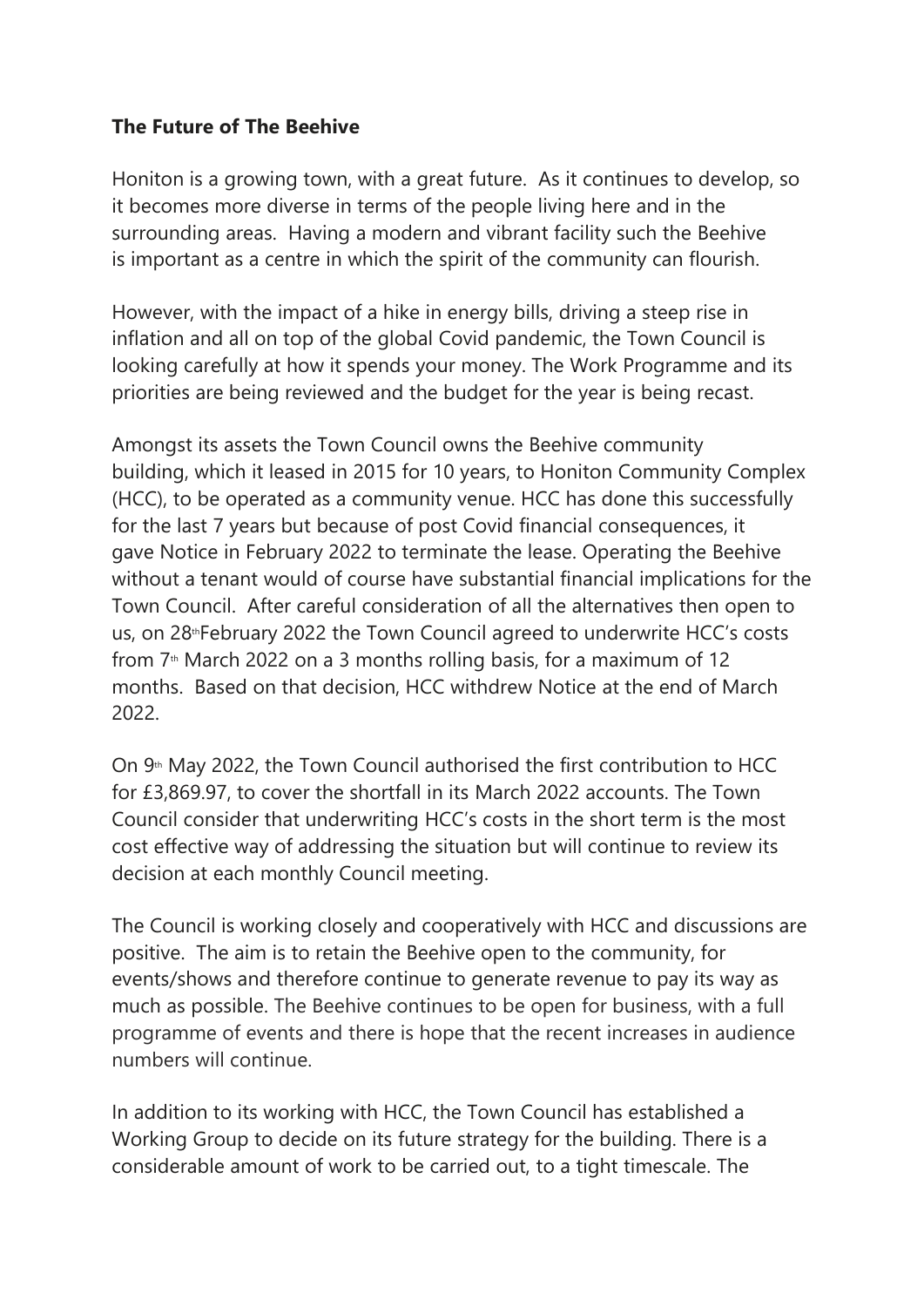**The Future of The Beehive**

Honiton is a growing town, with a great future. As it continues to develop, so it becomes more diverse in terms of the people living here and in the surrounding areas. Having a modern and vibrant facility such the Beehive is important as a centre in which the spirit of the community can flourish.

However, with the impact of a hike in energy bills, driving a steep rise in inflation and all on top of the global Covid pandemic, the Town Council is looking carefully at how it spends your money. The Work Programme and its priorities are being reviewed and the budget for the year is being recast.

Amongst its assets the Town Council owns the Beehive community building, which it leased in 2015 for 10 years, to Honiton Community Complex (HCC), to be operated as a community venue. HCC has done this successfully for the last 7 years but because of post Covid financial consequences, it gave Notice in February 2022 to terminate the lease. Operating the Beehive without a tenant would of course have substantial financial implications for the Town Council. After careful consideration of all the alternatives then open to us, on 28th February 2022 the Town Council agreed to underwrite HCC's costs from 7th March 2022 on a 3 months rolling basis, for a maximum of 12 months. Based on that decision, HCC withdrew Notice at the end of March 2022.

On 9th May 2022, the Town Council authorised the first contribution to HCC for £3,869.97, to cover the shortfall in its March 2022 accounts. The Town Council consider that underwriting HCC's costs in the short term is the most cost effective way of addressing the situation but will continue to review its decision at each monthly Council meeting.

The Council is working closely and cooperatively with HCC and discussions are positive. The aim is to retain the Beehive open to the community, for events/shows and therefore continue to generate revenue to pay its way as much as possible. The Beehive continues to be open for business, with a full programme of events and there is hope that the recent increases in audience numbers will continue.

In addition to its working with HCC, the Town Council has established a Working Group to decide on its future strategy for the building. There is a considerable amount of work to be carried out, to a tight timescale. The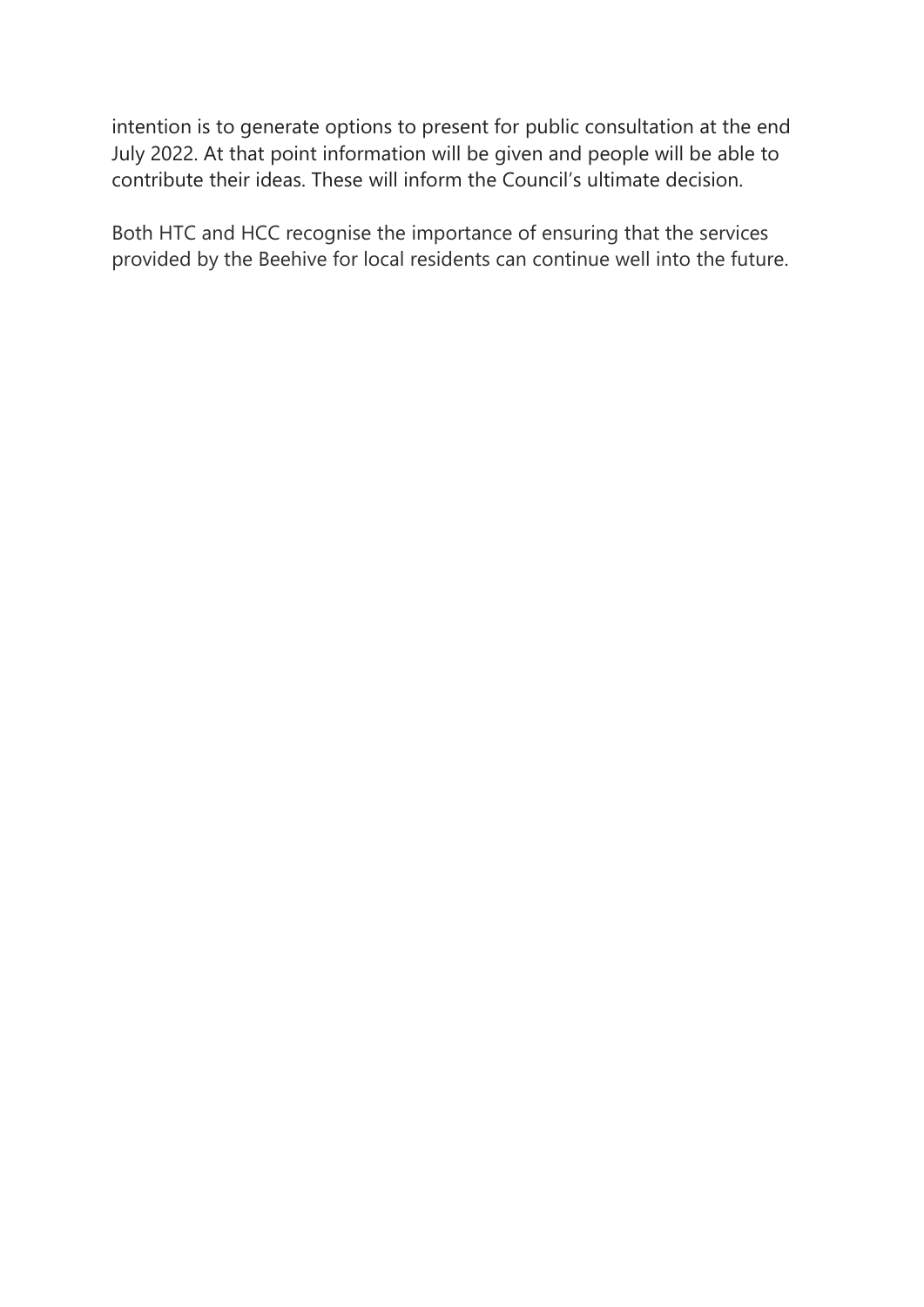intention is to generate options to present for public consultation at the end July 2022. At that point information will be given and people will be able to contribute their ideas. These will inform the Council's ultimate decision.

Both HTC and HCC recognise the importance of ensuring that the services provided by the Beehive for local residents can continue well into the future.